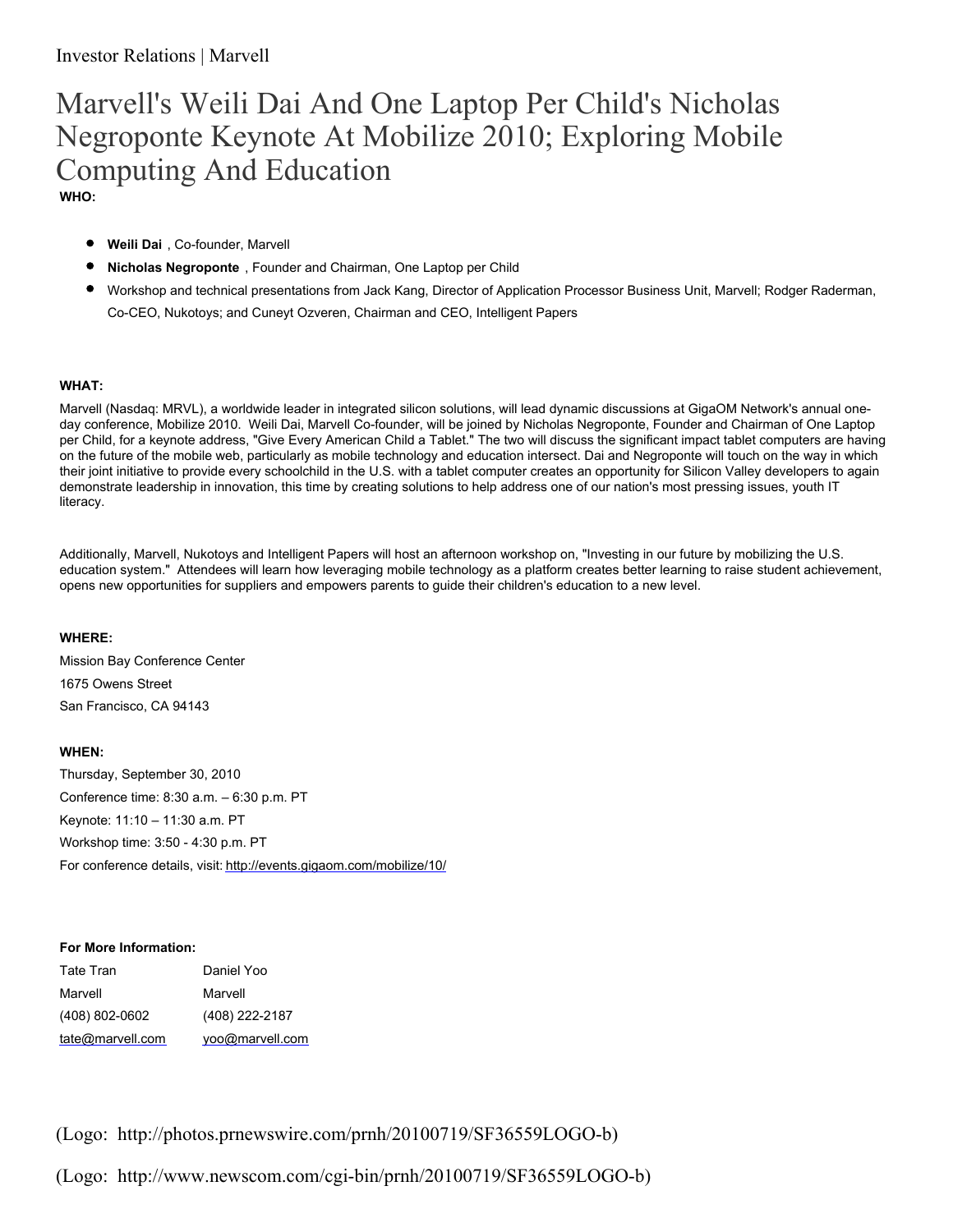# Marvell's Weili Dai And One Laptop Per Child's Nicholas Negroponte Keynote At Mobilize 2010; Exploring Mobile Computing And Education

**WHO:**

- **Weili Dai** , Co-founder, Marvell
- **Nicholas Negroponte** , Founder and Chairman, One Laptop per Child
- Workshop and technical presentations from Jack Kang, Director of Application Processor Business Unit, Marvell; Rodger Raderman, Co-CEO, Nukotoys; and Cuneyt Ozveren, Chairman and CEO, Intelligent Papers

**WHAT:**

Marvell (Nasdaq: MRVL), a worldwide leader in integrated silicon solutions, will lead dynamic discussions at GigaOM Network's annual one-day conference, Mobilize 2010. Weili Dai, Marvell Co-founder, will be joined by Nicholas Negroponte, Founder and Chairman of One Laptop per Child, for a keynote address, "Give Every American Child a Tablet." The two will discuss the significant impact tablet computers are having on the future of the mobile web, particularly as mobile technology and education intersect. Dai and Negroponte will touch on the way in which their joint initiative to provide every schoolchild in the U.S. with a tablet computer creates an opportunity for Silicon Valley developers to again demonstrate leadership in innovation, this time by creating solutions to help address one of our nation's most pressing issues, youth IT literacy.

Additionally, Marvell, Nukotoys and Intelligent Papers will host an afternoon workshop on, "Investing in our future by mobilizing the U.S. education system." Attendees will learn how leveraging mobile technology as a platform creates better learning to raise student achievement, opens new opportunities for suppliers and empowers parents to guide their children's education to a new level.

**WHERE:**

Mission Bay Conference Center
1675 Owens Street
San Francisco, CA 94143

**WHEN:**

Thursday, September 30, 2010
Conference time: 8:30 a.m. – 6:30 p.m. PT
Keynote: 11:10 – 11:30 a.m. PT
Workshop time: 3:50 - 4:30 p.m. PT
For conference details, visit: http://events.gigaom.com/mobilize/10/

**For More Information:**

| | |
|---|---|
| Tate Tran | Daniel Yoo |
| Marvell | Marvell |
| (408) 802-0602 | (408) 222-2187 |
| tate@marvell.com | yoo@marvell.com |

(Logo: http://photos.prnewswire.com/prnh/20100719/SF36559LOGO-b)

(Logo: http://www.newscom.com/cgi-bin/prnh/20100719/SF36559LOGO-b)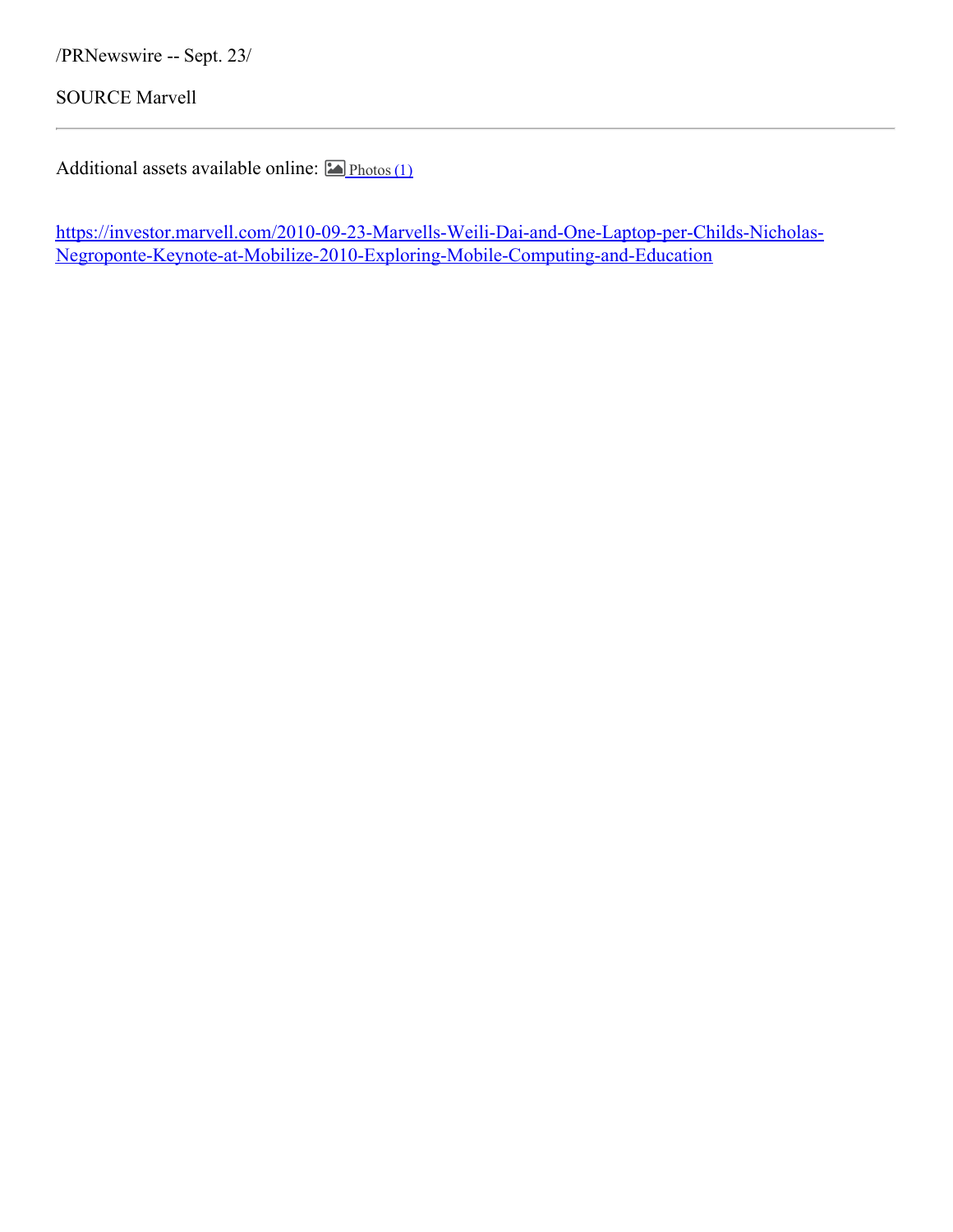/PRNewswire -- Sept. 23/

SOURCE Marvell

---

Additional assets available online: Photos (1)

https://investor.marvell.com/2010-09-23-Marvells-Weili-Dai-and-One-Laptop-per-Childs-Nicholas-Negroponte-Keynote-at-Mobilize-2010-Exploring-Mobile-Computing-and-Education